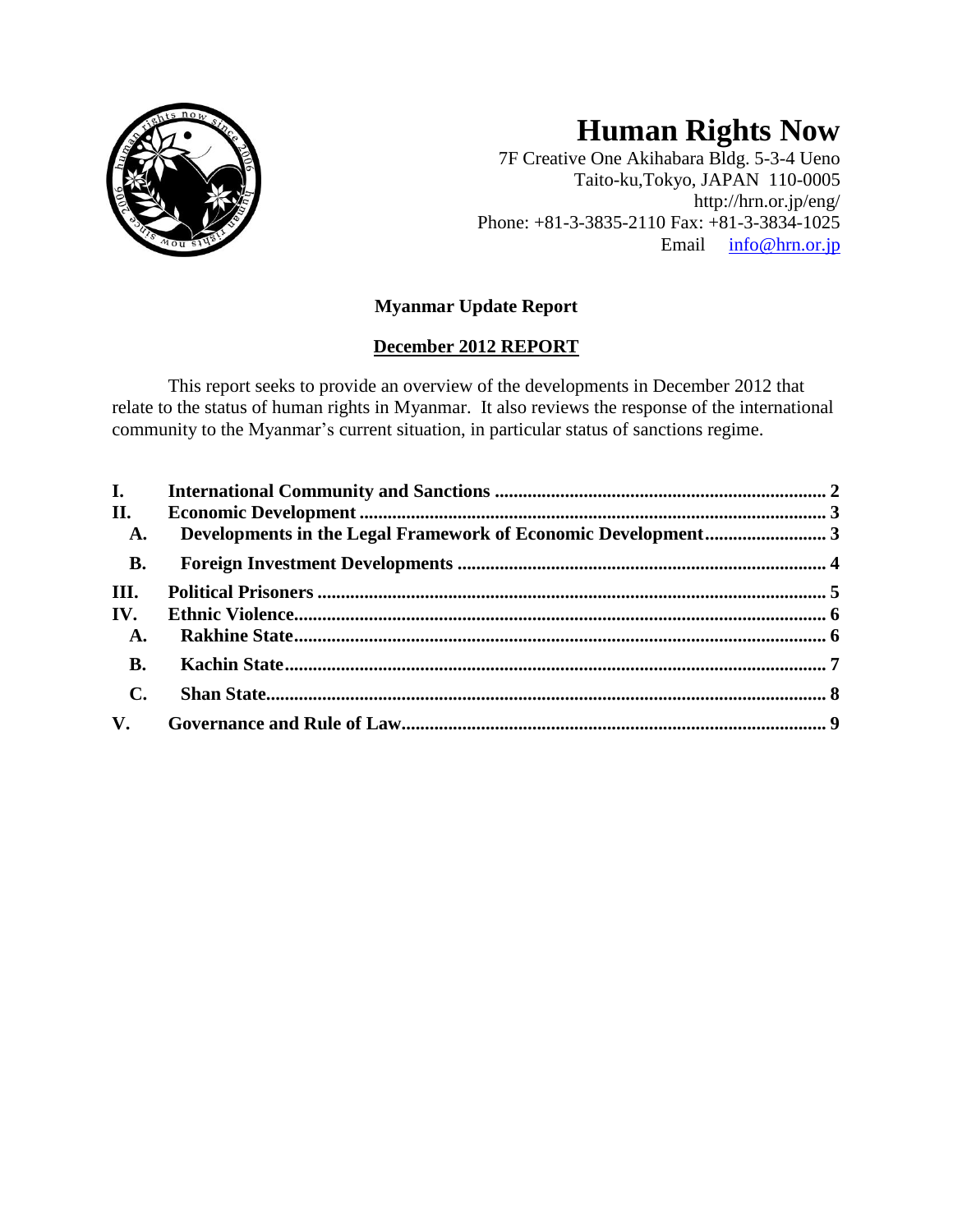# Human Rights Now

7F Creative One Akihabara Bldg. 5-3-4 Ueno
Taito-ku,Tokyo, JAPAN 110-0005
http://hrn.or.jp/eng/
Phone: +81-3-3835-2110 Fax: +81-3-3834-1025
Email info@hrn.or.jp

**Myanmar Update Report**

**December 2012 REPORT**

This report seeks to provide an overview of the developments in December 2012 that relate to the status of human rights in Myanmar. It also reviews the response of the international community to the Myanmar's current situation, in particular status of sanctions regime.

- **I. International Community and Sanctions** ........ 2
- **II. Economic Development** ........ 3
  - **A. Developments in the Legal Framework of Economic Development** ........ 3
  - **B. Foreign Investment Developments** ........ 4
- **III. Political Prisoners** ........ 5
- **IV. Ethnic Violence** ........ 6
  - **A. Rakhine State** ........ 6
  - **B. Kachin State** ........ 7
  - **C. Shan State** ........ 8
- **V. Governance and Rule of Law** ........ 9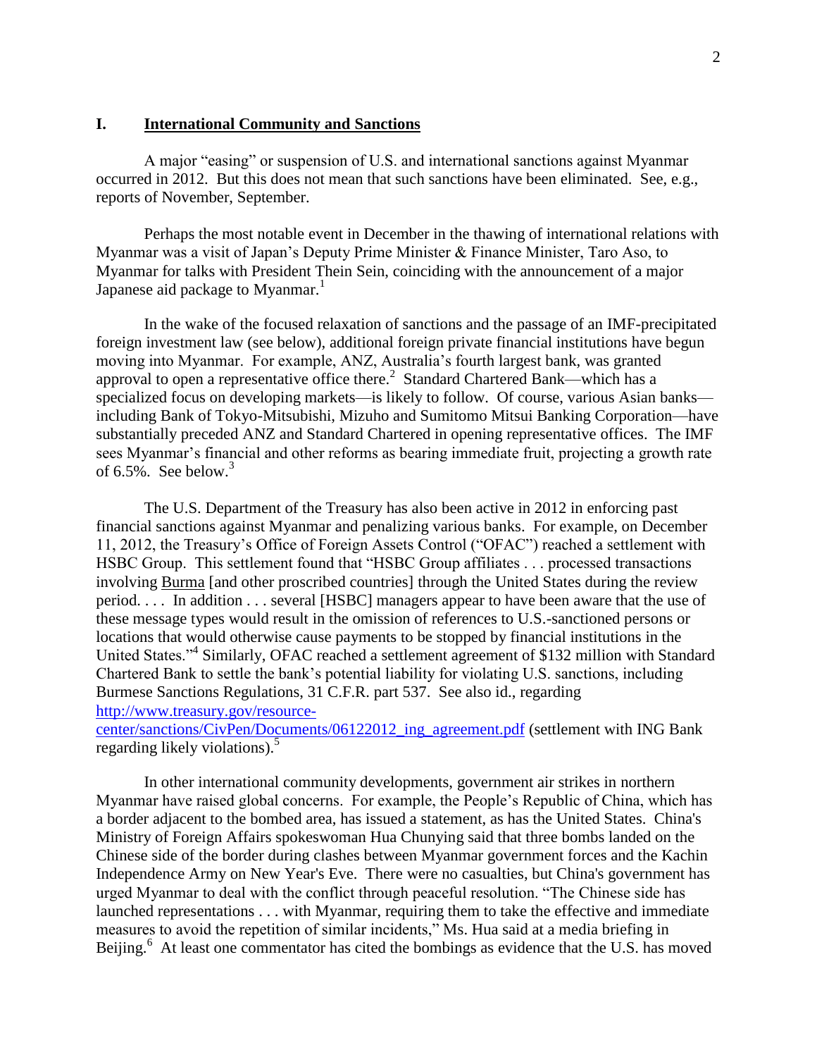## I. <u>International Community and Sanctions</u>

A major "easing" or suspension of U.S. and international sanctions against Myanmar occurred in 2012. But this does not mean that such sanctions have been eliminated. See, e.g., reports of November, September.

Perhaps the most notable event in December in the thawing of international relations with Myanmar was a visit of Japan's Deputy Prime Minister & Finance Minister, Taro Aso, to Myanmar for talks with President Thein Sein, coinciding with the announcement of a major Japanese aid package to Myanmar.[1]

In the wake of the focused relaxation of sanctions and the passage of an IMF-precipitated foreign investment law (see below), additional foreign private financial institutions have begun moving into Myanmar. For example, ANZ, Australia's fourth largest bank, was granted approval to open a representative office there.[2] Standard Chartered Bank—which has a specialized focus on developing markets—is likely to follow. Of course, various Asian banks—including Bank of Tokyo-Mitsubishi, Mizuho and Sumitomo Mitsui Banking Corporation—have substantially preceded ANZ and Standard Chartered in opening representative offices. The IMF sees Myanmar's financial and other reforms as bearing immediate fruit, projecting a growth rate of 6.5%. See below.[3]

The U.S. Department of the Treasury has also been active in 2012 in enforcing past financial sanctions against Myanmar and penalizing various banks. For example, on December 11, 2012, the Treasury's Office of Foreign Assets Control ("OFAC") reached a settlement with HSBC Group. This settlement found that "HSBC Group affiliates . . . processed transactions involving <u>Burma</u> [and other proscribed countries] through the United States during the review period. . . . In addition . . . several [HSBC] managers appear to have been aware that the use of these message types would result in the omission of references to U.S.-sanctioned persons or locations that would otherwise cause payments to be stopped by financial institutions in the United States."[4] Similarly, OFAC reached a settlement agreement of $132 million with Standard Chartered Bank to settle the bank's potential liability for violating U.S. sanctions, including Burmese Sanctions Regulations, 31 C.F.R. part 537. See also id., regarding [http://www.treasury.gov/resource-center/sanctions/CivPen/Documents/06122012_ing_agreement.pdf](http://www.treasury.gov/resource-center/sanctions/CivPen/Documents/06122012_ing_agreement.pdf) (settlement with ING Bank regarding likely violations).[5]

In other international community developments, government air strikes in northern Myanmar have raised global concerns. For example, the People's Republic of China, which has a border adjacent to the bombed area, has issued a statement, as has the United States. China's Ministry of Foreign Affairs spokeswoman Hua Chunying said that three bombs landed on the Chinese side of the border during clashes between Myanmar government forces and the Kachin Independence Army on New Year's Eve. There were no casualties, but China's government has urged Myanmar to deal with the conflict through peaceful resolution. "The Chinese side has launched representations . . . with Myanmar, requiring them to take the effective and immediate measures to avoid the repetition of similar incidents," Ms. Hua said at a media briefing in Beijing.[6] At least one commentator has cited the bombings as evidence that the U.S. has moved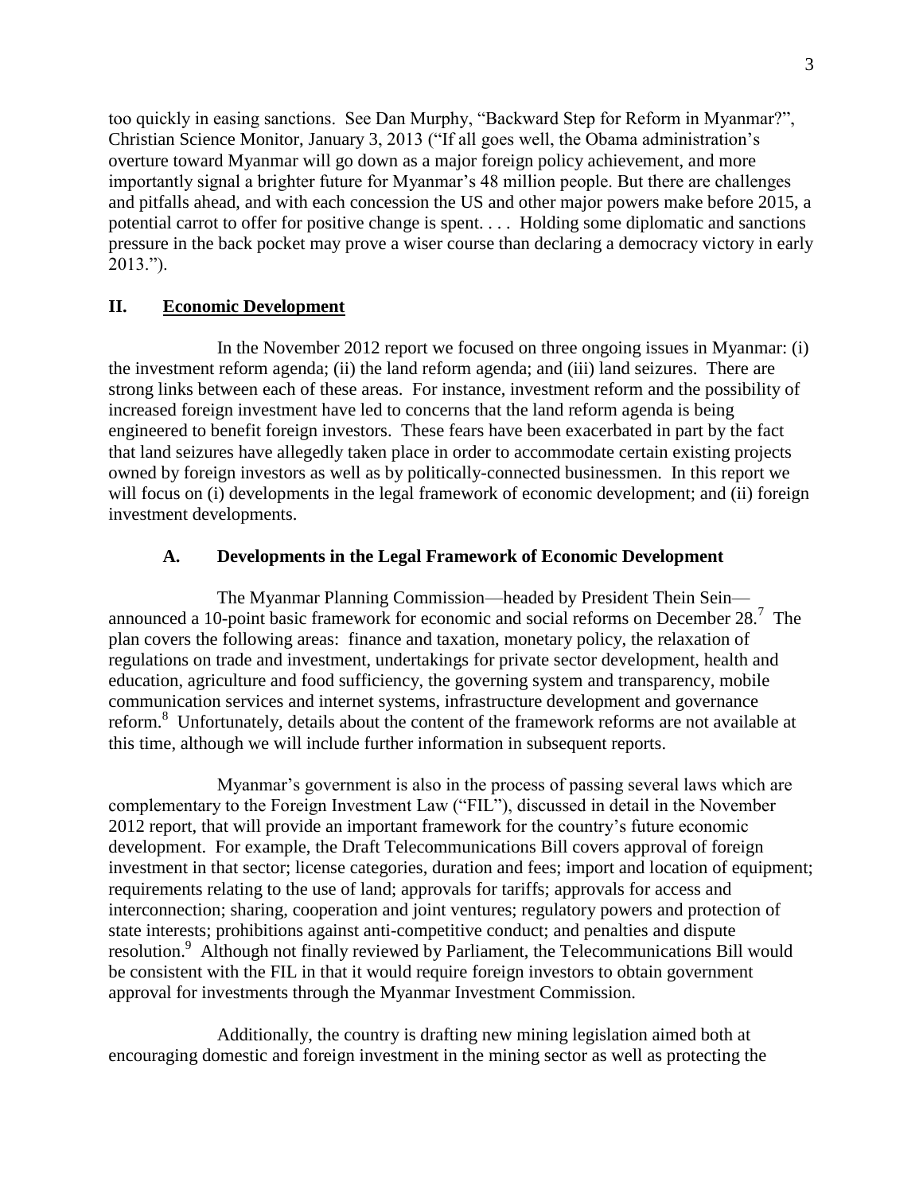too quickly in easing sanctions. See Dan Murphy, "Backward Step for Reform in Myanmar?", Christian Science Monitor, January 3, 2013 ("If all goes well, the Obama administration's overture toward Myanmar will go down as a major foreign policy achievement, and more importantly signal a brighter future for Myanmar's 48 million people. But there are challenges and pitfalls ahead, and with each concession the US and other major powers make before 2015, a potential carrot to offer for positive change is spent. . . . Holding some diplomatic and sanctions pressure in the back pocket may prove a wiser course than declaring a democracy victory in early 2013.").

## II. <u>Economic Development</u>

In the November 2012 report we focused on three ongoing issues in Myanmar: (i) the investment reform agenda; (ii) the land reform agenda; and (iii) land seizures. There are strong links between each of these areas. For instance, investment reform and the possibility of increased foreign investment have led to concerns that the land reform agenda is being engineered to benefit foreign investors. These fears have been exacerbated in part by the fact that land seizures have allegedly taken place in order to accommodate certain existing projects owned by foreign investors as well as by politically-connected businessmen. In this report we will focus on (i) developments in the legal framework of economic development; and (ii) foreign investment developments.

### A. Developments in the Legal Framework of Economic Development

The Myanmar Planning Commission—headed by President Thein Sein—announced a 10-point basic framework for economic and social reforms on December 28.[7] The plan covers the following areas: finance and taxation, monetary policy, the relaxation of regulations on trade and investment, undertakings for private sector development, health and education, agriculture and food sufficiency, the governing system and transparency, mobile communication services and internet systems, infrastructure development and governance reform.[8] Unfortunately, details about the content of the framework reforms are not available at this time, although we will include further information in subsequent reports.

Myanmar's government is also in the process of passing several laws which are complementary to the Foreign Investment Law ("FIL"), discussed in detail in the November 2012 report, that will provide an important framework for the country's future economic development. For example, the Draft Telecommunications Bill covers approval of foreign investment in that sector; license categories, duration and fees; import and location of equipment; requirements relating to the use of land; approvals for tariffs; approvals for access and interconnection; sharing, cooperation and joint ventures; regulatory powers and protection of state interests; prohibitions against anti-competitive conduct; and penalties and dispute resolution.[9] Although not finally reviewed by Parliament, the Telecommunications Bill would be consistent with the FIL in that it would require foreign investors to obtain government approval for investments through the Myanmar Investment Commission.

Additionally, the country is drafting new mining legislation aimed both at encouraging domestic and foreign investment in the mining sector as well as protecting the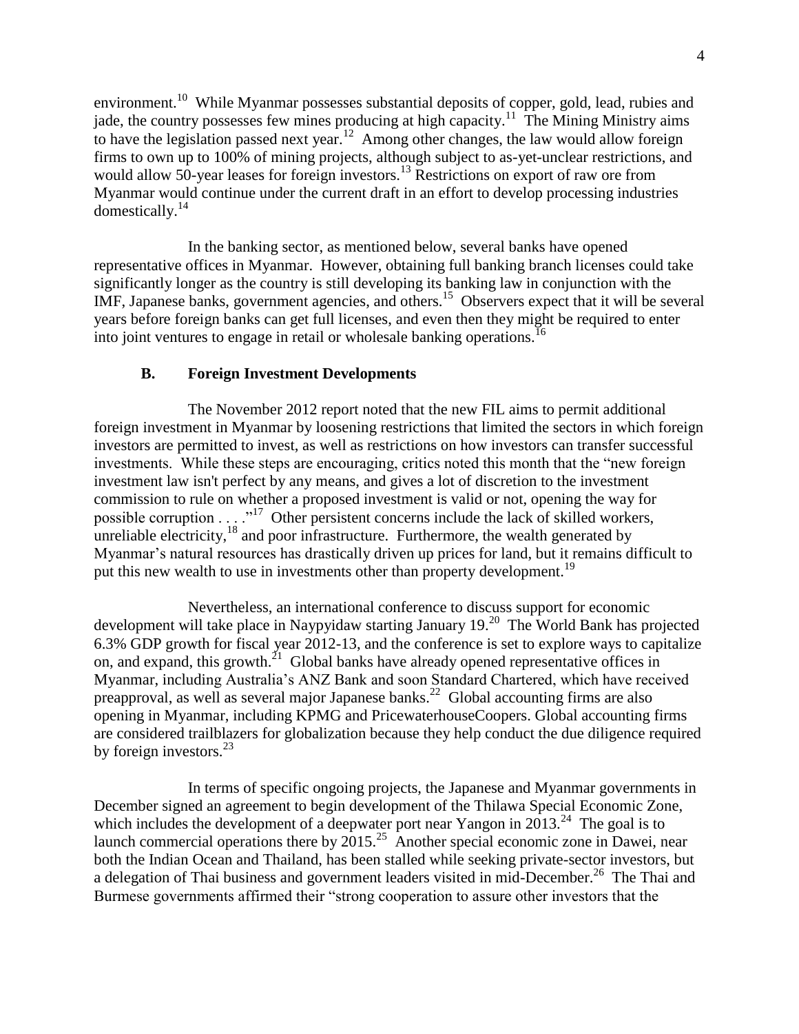environment.[10] While Myanmar possesses substantial deposits of copper, gold, lead, rubies and jade, the country possesses few mines producing at high capacity.[11] The Mining Ministry aims to have the legislation passed next year.[12] Among other changes, the law would allow foreign firms to own up to 100% of mining projects, although subject to as-yet-unclear restrictions, and would allow 50-year leases for foreign investors.[13] Restrictions on export of raw ore from Myanmar would continue under the current draft in an effort to develop processing industries domestically.[14]

In the banking sector, as mentioned below, several banks have opened representative offices in Myanmar. However, obtaining full banking branch licenses could take significantly longer as the country is still developing its banking law in conjunction with the IMF, Japanese banks, government agencies, and others.[15] Observers expect that it will be several years before foreign banks can get full licenses, and even then they might be required to enter into joint ventures to engage in retail or wholesale banking operations.[16]

### B. Foreign Investment Developments

The November 2012 report noted that the new FIL aims to permit additional foreign investment in Myanmar by loosening restrictions that limited the sectors in which foreign investors are permitted to invest, as well as restrictions on how investors can transfer successful investments. While these steps are encouraging, critics noted this month that the "new foreign investment law isn't perfect by any means, and gives a lot of discretion to the investment commission to rule on whether a proposed investment is valid or not, opening the way for possible corruption . . . ."[17] Other persistent concerns include the lack of skilled workers, unreliable electricity,[18] and poor infrastructure. Furthermore, the wealth generated by Myanmar's natural resources has drastically driven up prices for land, but it remains difficult to put this new wealth to use in investments other than property development.[19]

Nevertheless, an international conference to discuss support for economic development will take place in Naypyidaw starting January 19.[20] The World Bank has projected 6.3% GDP growth for fiscal year 2012-13, and the conference is set to explore ways to capitalize on, and expand, this growth.[21] Global banks have already opened representative offices in Myanmar, including Australia's ANZ Bank and soon Standard Chartered, which have received preapproval, as well as several major Japanese banks.[22] Global accounting firms are also opening in Myanmar, including KPMG and PricewaterhouseCoopers. Global accounting firms are considered trailblazers for globalization because they help conduct the due diligence required by foreign investors.[23]

In terms of specific ongoing projects, the Japanese and Myanmar governments in December signed an agreement to begin development of the Thilawa Special Economic Zone, which includes the development of a deepwater port near Yangon in 2013.[24] The goal is to launch commercial operations there by 2015.[25] Another special economic zone in Dawei, near both the Indian Ocean and Thailand, has been stalled while seeking private-sector investors, but a delegation of Thai business and government leaders visited in mid-December.[26] The Thai and Burmese governments affirmed their "strong cooperation to assure other investors that the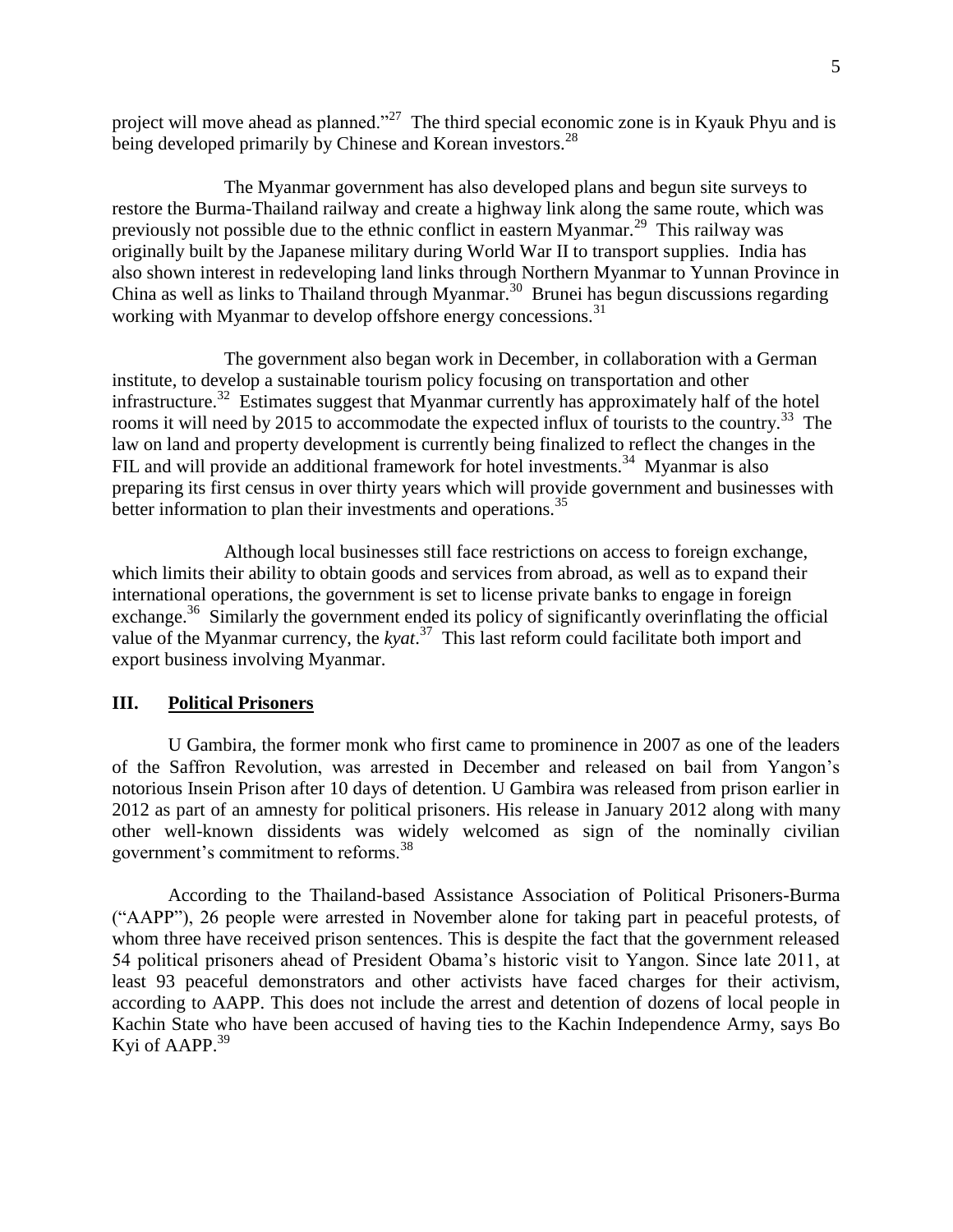project will move ahead as planned."[27] The third special economic zone is in Kyauk Phyu and is being developed primarily by Chinese and Korean investors.[28]

The Myanmar government has also developed plans and begun site surveys to restore the Burma-Thailand railway and create a highway link along the same route, which was previously not possible due to the ethnic conflict in eastern Myanmar.[29] This railway was originally built by the Japanese military during World War II to transport supplies. India has also shown interest in redeveloping land links through Northern Myanmar to Yunnan Province in China as well as links to Thailand through Myanmar.[30] Brunei has begun discussions regarding working with Myanmar to develop offshore energy concessions.[31]

The government also began work in December, in collaboration with a German institute, to develop a sustainable tourism policy focusing on transportation and other infrastructure.[32] Estimates suggest that Myanmar currently has approximately half of the hotel rooms it will need by 2015 to accommodate the expected influx of tourists to the country.[33] The law on land and property development is currently being finalized to reflect the changes in the FIL and will provide an additional framework for hotel investments.[34] Myanmar is also preparing its first census in over thirty years which will provide government and businesses with better information to plan their investments and operations.[35]

Although local businesses still face restrictions on access to foreign exchange, which limits their ability to obtain goods and services from abroad, as well as to expand their international operations, the government is set to license private banks to engage in foreign exchange.[36] Similarly the government ended its policy of significantly overinflating the official value of the Myanmar currency, the *kyat*.[37] This last reform could facilitate both import and export business involving Myanmar.

## III. Political Prisoners

U Gambira, the former monk who first came to prominence in 2007 as one of the leaders of the Saffron Revolution, was arrested in December and released on bail from Yangon's notorious Insein Prison after 10 days of detention. U Gambira was released from prison earlier in 2012 as part of an amnesty for political prisoners. His release in January 2012 along with many other well-known dissidents was widely welcomed as sign of the nominally civilian government's commitment to reforms.[38]

According to the Thailand-based Assistance Association of Political Prisoners-Burma ("AAPP"), 26 people were arrested in November alone for taking part in peaceful protests, of whom three have received prison sentences. This is despite the fact that the government released 54 political prisoners ahead of President Obama's historic visit to Yangon. Since late 2011, at least 93 peaceful demonstrators and other activists have faced charges for their activism, according to AAPP. This does not include the arrest and detention of dozens of local people in Kachin State who have been accused of having ties to the Kachin Independence Army, says Bo Kyi of AAPP.[39]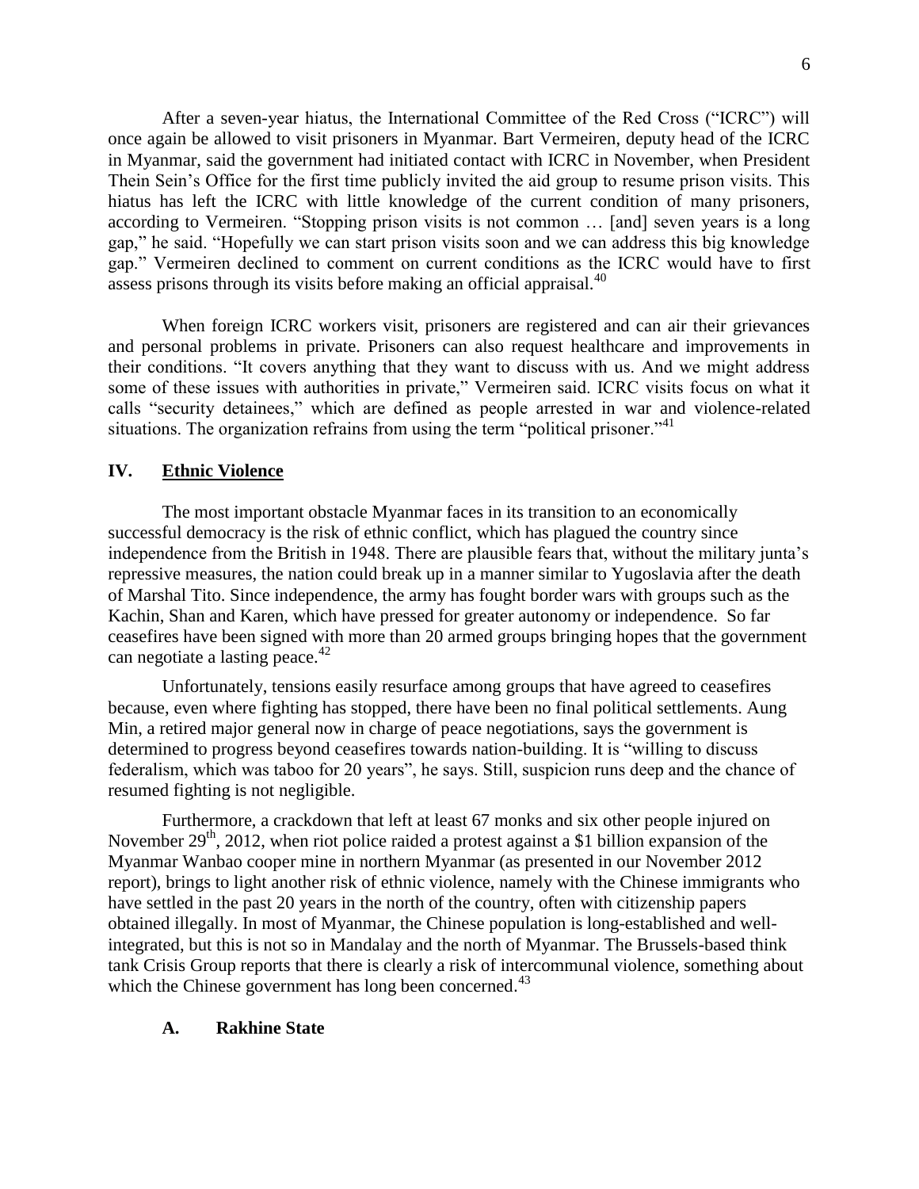After a seven-year hiatus, the International Committee of the Red Cross ("ICRC") will once again be allowed to visit prisoners in Myanmar. Bart Vermeiren, deputy head of the ICRC in Myanmar, said the government had initiated contact with ICRC in November, when President Thein Sein's Office for the first time publicly invited the aid group to resume prison visits. This hiatus has left the ICRC with little knowledge of the current condition of many prisoners, according to Vermeiren. "Stopping prison visits is not common … [and] seven years is a long gap," he said. "Hopefully we can start prison visits soon and we can address this big knowledge gap." Vermeiren declined to comment on current conditions as the ICRC would have to first assess prisons through its visits before making an official appraisal.[40]

When foreign ICRC workers visit, prisoners are registered and can air their grievances and personal problems in private. Prisoners can also request healthcare and improvements in their conditions. "It covers anything that they want to discuss with us. And we might address some of these issues with authorities in private," Vermeiren said. ICRC visits focus on what it calls "security detainees," which are defined as people arrested in war and violence-related situations. The organization refrains from using the term "political prisoner."[41]

## IV. Ethnic Violence

The most important obstacle Myanmar faces in its transition to an economically successful democracy is the risk of ethnic conflict, which has plagued the country since independence from the British in 1948. There are plausible fears that, without the military junta's repressive measures, the nation could break up in a manner similar to Yugoslavia after the death of Marshal Tito. Since independence, the army has fought border wars with groups such as the Kachin, Shan and Karen, which have pressed for greater autonomy or independence. So far ceasefires have been signed with more than 20 armed groups bringing hopes that the government can negotiate a lasting peace.[42]

Unfortunately, tensions easily resurface among groups that have agreed to ceasefires because, even where fighting has stopped, there have been no final political settlements. Aung Min, a retired major general now in charge of peace negotiations, says the government is determined to progress beyond ceasefires towards nation-building. It is "willing to discuss federalism, which was taboo for 20 years", he says. Still, suspicion runs deep and the chance of resumed fighting is not negligible.

Furthermore, a crackdown that left at least 67 monks and six other people injured on November 29th, 2012, when riot police raided a protest against a $1 billion expansion of the Myanmar Wanbao cooper mine in northern Myanmar (as presented in our November 2012 report), brings to light another risk of ethnic violence, namely with the Chinese immigrants who have settled in the past 20 years in the north of the country, often with citizenship papers obtained illegally. In most of Myanmar, the Chinese population is long-established and well-integrated, but this is not so in Mandalay and the north of Myanmar. The Brussels-based think tank Crisis Group reports that there is clearly a risk of intercommunal violence, something about which the Chinese government has long been concerned.[43]

### A. Rakhine State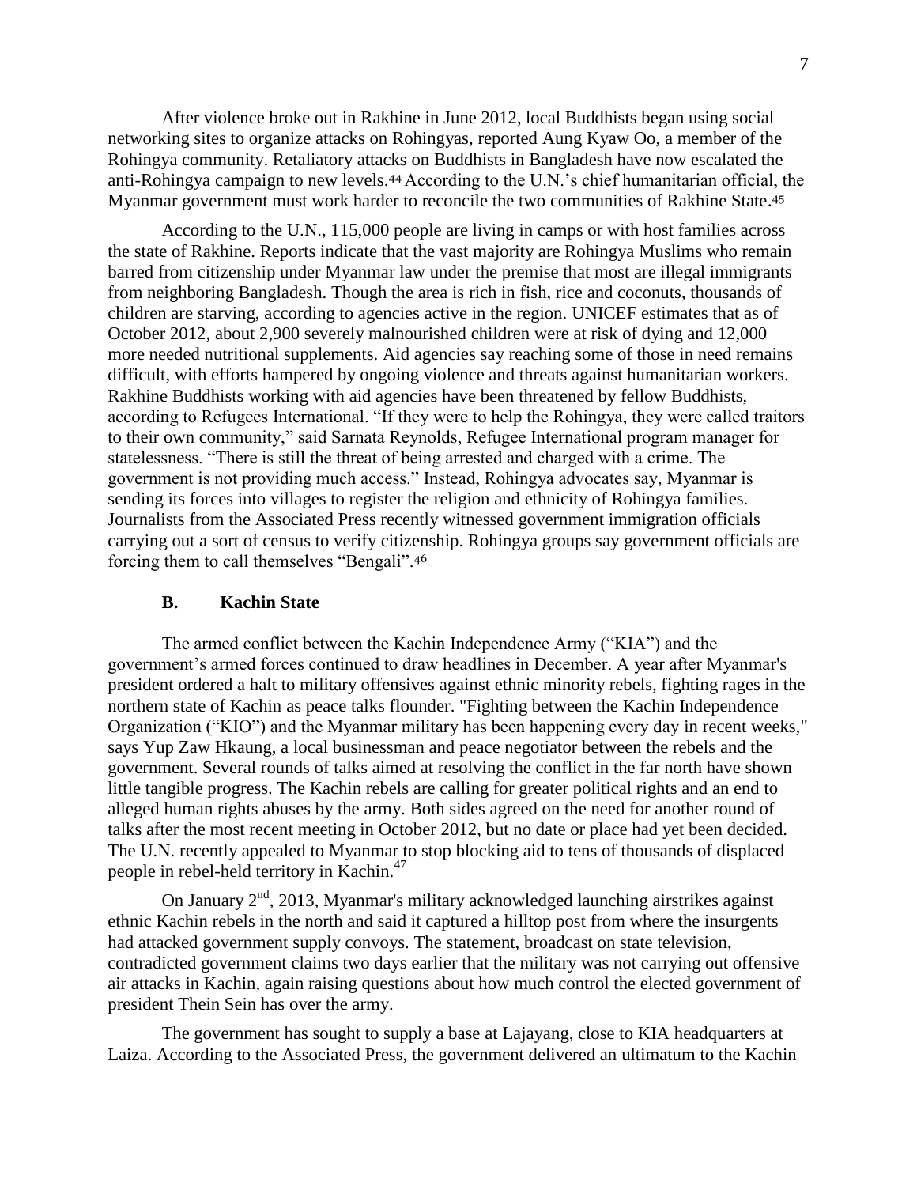After violence broke out in Rakhine in June 2012, local Buddhists began using social networking sites to organize attacks on Rohingyas, reported Aung Kyaw Oo, a member of the Rohingya community. Retaliatory attacks on Buddhists in Bangladesh have now escalated the anti-Rohingya campaign to new levels.[44] According to the U.N.'s chief humanitarian official, the Myanmar government must work harder to reconcile the two communities of Rakhine State.[45]

According to the U.N., 115,000 people are living in camps or with host families across the state of Rakhine. Reports indicate that the vast majority are Rohingya Muslims who remain barred from citizenship under Myanmar law under the premise that most are illegal immigrants from neighboring Bangladesh. Though the area is rich in fish, rice and coconuts, thousands of children are starving, according to agencies active in the region. UNICEF estimates that as of October 2012, about 2,900 severely malnourished children were at risk of dying and 12,000 more needed nutritional supplements. Aid agencies say reaching some of those in need remains difficult, with efforts hampered by ongoing violence and threats against humanitarian workers. Rakhine Buddhists working with aid agencies have been threatened by fellow Buddhists, according to Refugees International. "If they were to help the Rohingya, they were called traitors to their own community," said Sarnata Reynolds, Refugee International program manager for statelessness. "There is still the threat of being arrested and charged with a crime. The government is not providing much access." Instead, Rohingya advocates say, Myanmar is sending its forces into villages to register the religion and ethnicity of Rohingya families. Journalists from the Associated Press recently witnessed government immigration officials carrying out a sort of census to verify citizenship. Rohingya groups say government officials are forcing them to call themselves "Bengali".[46]

### B. Kachin State

The armed conflict between the Kachin Independence Army ("KIA") and the government's armed forces continued to draw headlines in December. A year after Myanmar's president ordered a halt to military offensives against ethnic minority rebels, fighting rages in the northern state of Kachin as peace talks flounder. "Fighting between the Kachin Independence Organization ("KIO") and the Myanmar military has been happening every day in recent weeks," says Yup Zaw Hkaung, a local businessman and peace negotiator between the rebels and the government. Several rounds of talks aimed at resolving the conflict in the far north have shown little tangible progress. The Kachin rebels are calling for greater political rights and an end to alleged human rights abuses by the army. Both sides agreed on the need for another round of talks after the most recent meeting in October 2012, but no date or place had yet been decided. The U.N. recently appealed to Myanmar to stop blocking aid to tens of thousands of displaced people in rebel-held territory in Kachin.[47]

On January 2nd, 2013, Myanmar's military acknowledged launching airstrikes against ethnic Kachin rebels in the north and said it captured a hilltop post from where the insurgents had attacked government supply convoys. The statement, broadcast on state television, contradicted government claims two days earlier that the military was not carrying out offensive air attacks in Kachin, again raising questions about how much control the elected government of president Thein Sein has over the army.

The government has sought to supply a base at Lajayang, close to KIA headquarters at Laiza. According to the Associated Press, the government delivered an ultimatum to the Kachin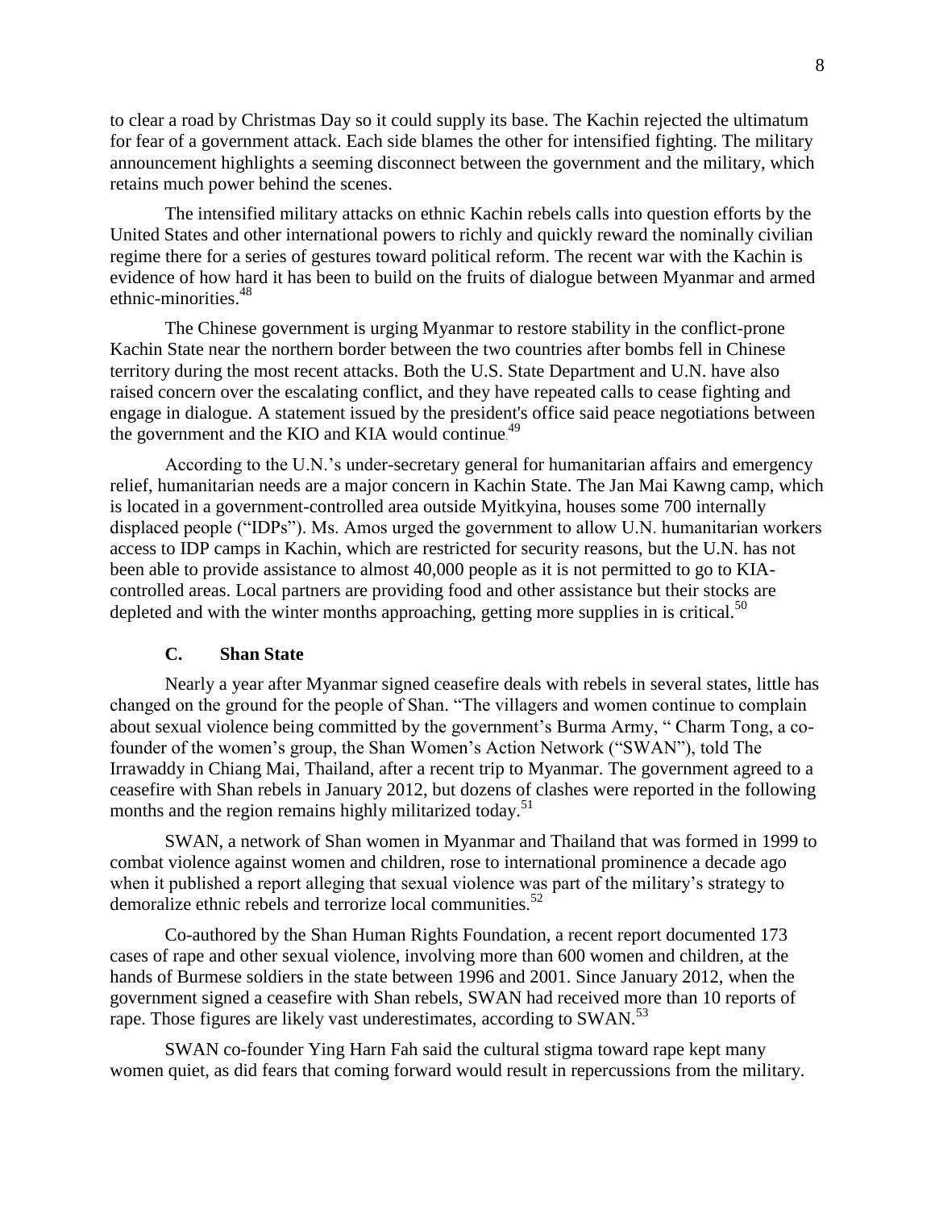to clear a road by Christmas Day so it could supply its base. The Kachin rejected the ultimatum for fear of a government attack. Each side blames the other for intensified fighting. The military announcement highlights a seeming disconnect between the government and the military, which retains much power behind the scenes.

The intensified military attacks on ethnic Kachin rebels calls into question efforts by the United States and other international powers to richly and quickly reward the nominally civilian regime there for a series of gestures toward political reform. The recent war with the Kachin is evidence of how hard it has been to build on the fruits of dialogue between Myanmar and armed ethnic-minorities.[48]

The Chinese government is urging Myanmar to restore stability in the conflict-prone Kachin State near the northern border between the two countries after bombs fell in Chinese territory during the most recent attacks. Both the U.S. State Department and U.N. have also raised concern over the escalating conflict, and they have repeated calls to cease fighting and engage in dialogue. A statement issued by the president's office said peace negotiations between the government and the KIO and KIA would continue.[49]

According to the U.N.'s under-secretary general for humanitarian affairs and emergency relief, humanitarian needs are a major concern in Kachin State. The Jan Mai Kawng camp, which is located in a government-controlled area outside Myitkyina, houses some 700 internally displaced people ("IDPs"). Ms. Amos urged the government to allow U.N. humanitarian workers access to IDP camps in Kachin, which are restricted for security reasons, but the U.N. has not been able to provide assistance to almost 40,000 people as it is not permitted to go to KIA-controlled areas. Local partners are providing food and other assistance but their stocks are depleted and with the winter months approaching, getting more supplies in is critical.[50]

### C. Shan State

Nearly a year after Myanmar signed ceasefire deals with rebels in several states, little has changed on the ground for the people of Shan. "The villagers and women continue to complain about sexual violence being committed by the government's Burma Army, " Charm Tong, a co-founder of the women's group, the Shan Women's Action Network ("SWAN"), told The Irrawaddy in Chiang Mai, Thailand, after a recent trip to Myanmar. The government agreed to a ceasefire with Shan rebels in January 2012, but dozens of clashes were reported in the following months and the region remains highly militarized today.[51]

SWAN, a network of Shan women in Myanmar and Thailand that was formed in 1999 to combat violence against women and children, rose to international prominence a decade ago when it published a report alleging that sexual violence was part of the military's strategy to demoralize ethnic rebels and terrorize local communities.[52]

Co-authored by the Shan Human Rights Foundation, a recent report documented 173 cases of rape and other sexual violence, involving more than 600 women and children, at the hands of Burmese soldiers in the state between 1996 and 2001. Since January 2012, when the government signed a ceasefire with Shan rebels, SWAN had received more than 10 reports of rape. Those figures are likely vast underestimates, according to SWAN.[53]

SWAN co-founder Ying Harn Fah said the cultural stigma toward rape kept many women quiet, as did fears that coming forward would result in repercussions from the military.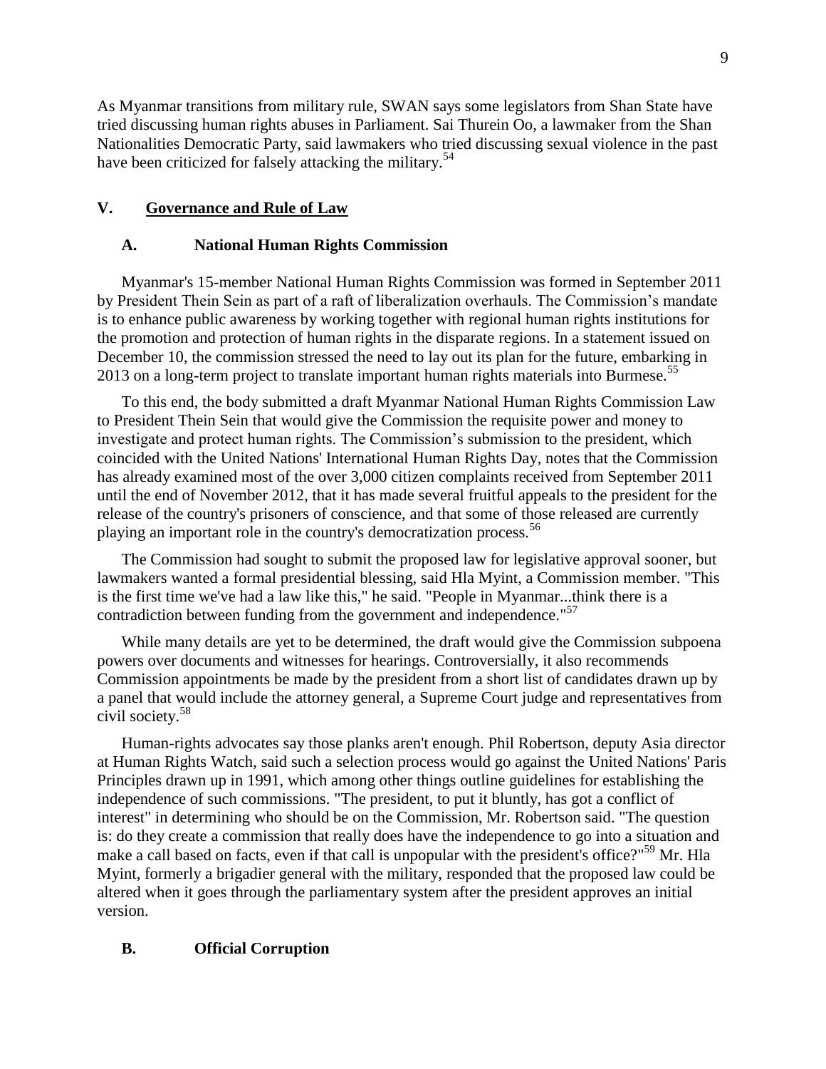As Myanmar transitions from military rule, SWAN says some legislators from Shan State have tried discussing human rights abuses in Parliament. Sai Thurein Oo, a lawmaker from the Shan Nationalities Democratic Party, said lawmakers who tried discussing sexual violence in the past have been criticized for falsely attacking the military.[54]

## V. Governance and Rule of Law

### A. National Human Rights Commission

Myanmar's 15-member National Human Rights Commission was formed in September 2011 by President Thein Sein as part of a raft of liberalization overhauls. The Commission's mandate is to enhance public awareness by working together with regional human rights institutions for the promotion and protection of human rights in the disparate regions. In a statement issued on December 10, the commission stressed the need to lay out its plan for the future, embarking in 2013 on a long-term project to translate important human rights materials into Burmese.[55]

To this end, the body submitted a draft Myanmar National Human Rights Commission Law to President Thein Sein that would give the Commission the requisite power and money to investigate and protect human rights. The Commission's submission to the president, which coincided with the United Nations' International Human Rights Day, notes that the Commission has already examined most of the over 3,000 citizen complaints received from September 2011 until the end of November 2012, that it has made several fruitful appeals to the president for the release of the country's prisoners of conscience, and that some of those released are currently playing an important role in the country's democratization process.[56]

The Commission had sought to submit the proposed law for legislative approval sooner, but lawmakers wanted a formal presidential blessing, said Hla Myint, a Commission member. "This is the first time we've had a law like this," he said. "People in Myanmar...think there is a contradiction between funding from the government and independence."[57]

While many details are yet to be determined, the draft would give the Commission subpoena powers over documents and witnesses for hearings. Controversially, it also recommends Commission appointments be made by the president from a short list of candidates drawn up by a panel that would include the attorney general, a Supreme Court judge and representatives from civil society.[58]

Human-rights advocates say those planks aren't enough. Phil Robertson, deputy Asia director at Human Rights Watch, said such a selection process would go against the United Nations' Paris Principles drawn up in 1991, which among other things outline guidelines for establishing the independence of such commissions. "The president, to put it bluntly, has got a conflict of interest" in determining who should be on the Commission, Mr. Robertson said. "The question is: do they create a commission that really does have the independence to go into a situation and make a call based on facts, even if that call is unpopular with the president's office?"[59] Mr. Hla Myint, formerly a brigadier general with the military, responded that the proposed law could be altered when it goes through the parliamentary system after the president approves an initial version.

### B. Official Corruption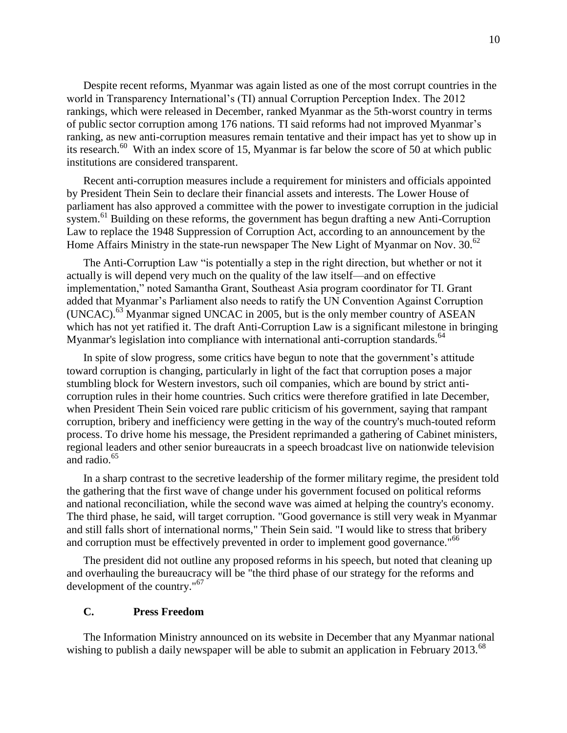Despite recent reforms, Myanmar was again listed as one of the most corrupt countries in the world in Transparency International's (TI) annual Corruption Perception Index. The 2012 rankings, which were released in December, ranked Myanmar as the 5th-worst country in terms of public sector corruption among 176 nations. TI said reforms had not improved Myanmar's ranking, as new anti-corruption measures remain tentative and their impact has yet to show up in its research.[60] With an index score of 15, Myanmar is far below the score of 50 at which public institutions are considered transparent.

Recent anti-corruption measures include a requirement for ministers and officials appointed by President Thein Sein to declare their financial assets and interests. The Lower House of parliament has also approved a committee with the power to investigate corruption in the judicial system.[61] Building on these reforms, the government has begun drafting a new Anti-Corruption Law to replace the 1948 Suppression of Corruption Act, according to an announcement by the Home Affairs Ministry in the state-run newspaper The New Light of Myanmar on Nov. 30.[62]

The Anti-Corruption Law "is potentially a step in the right direction, but whether or not it actually is will depend very much on the quality of the law itself—and on effective implementation," noted Samantha Grant, Southeast Asia program coordinator for TI. Grant added that Myanmar's Parliament also needs to ratify the UN Convention Against Corruption (UNCAC).[63] Myanmar signed UNCAC in 2005, but is the only member country of ASEAN which has not yet ratified it. The draft Anti-Corruption Law is a significant milestone in bringing Myanmar's legislation into compliance with international anti-corruption standards.[64]

In spite of slow progress, some critics have begun to note that the government's attitude toward corruption is changing, particularly in light of the fact that corruption poses a major stumbling block for Western investors, such oil companies, which are bound by strict anti-corruption rules in their home countries. Such critics were therefore gratified in late December, when President Thein Sein voiced rare public criticism of his government, saying that rampant corruption, bribery and inefficiency were getting in the way of the country's much-touted reform process. To drive home his message, the President reprimanded a gathering of Cabinet ministers, regional leaders and other senior bureaucrats in a speech broadcast live on nationwide television and radio.[65]

In a sharp contrast to the secretive leadership of the former military regime, the president told the gathering that the first wave of change under his government focused on political reforms and national reconciliation, while the second wave was aimed at helping the country's economy. The third phase, he said, will target corruption. "Good governance is still very weak in Myanmar and still falls short of international norms," Thein Sein said. "I would like to stress that bribery and corruption must be effectively prevented in order to implement good governance."[66]

The president did not outline any proposed reforms in his speech, but noted that cleaning up and overhauling the bureaucracy will be "the third phase of our strategy for the reforms and development of the country."[67]

### C. Press Freedom

The Information Ministry announced on its website in December that any Myanmar national wishing to publish a daily newspaper will be able to submit an application in February 2013.[68]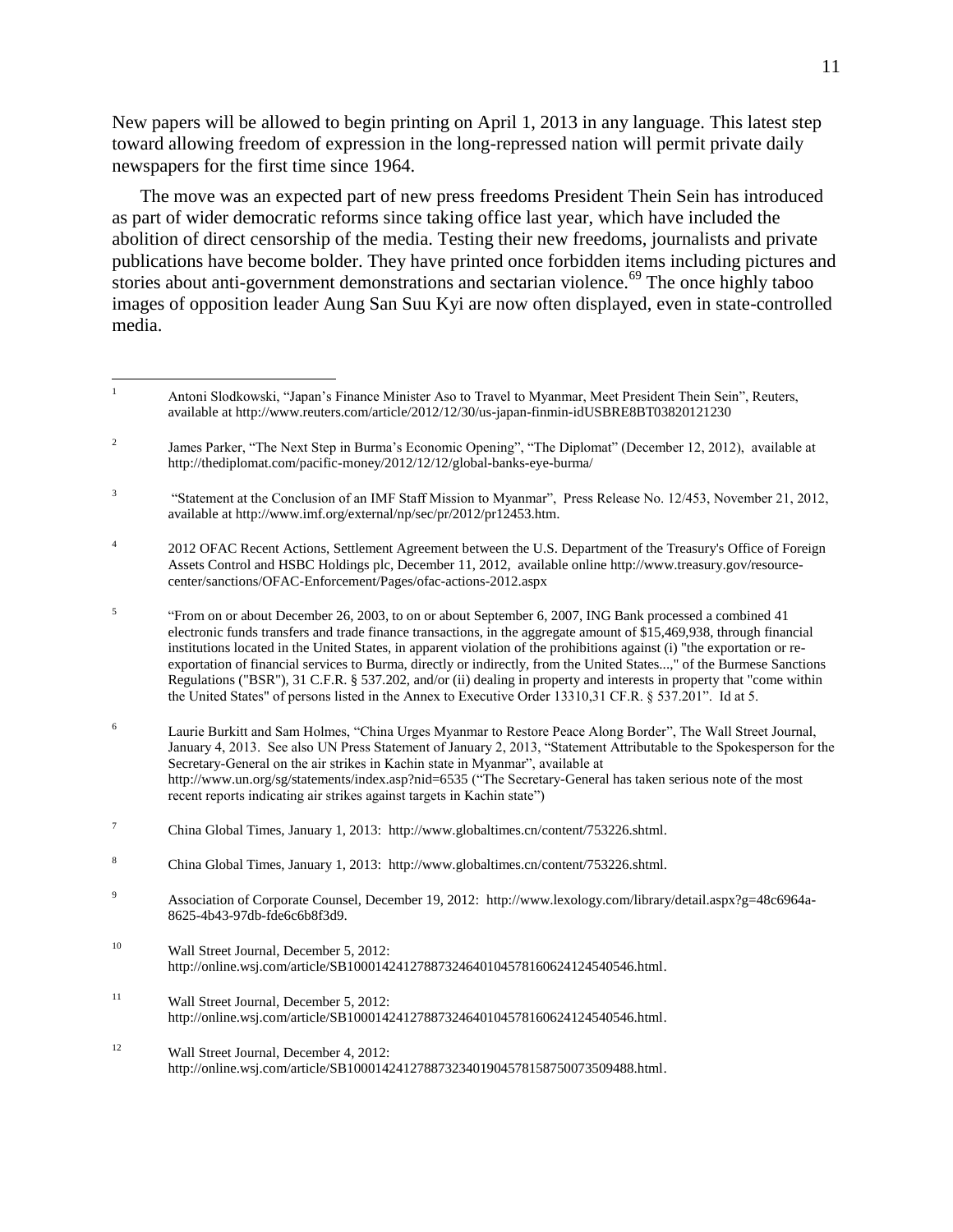New papers will be allowed to begin printing on April 1, 2013 in any language. This latest step toward allowing freedom of expression in the long-repressed nation will permit private daily newspapers for the first time since 1964.

The move was an expected part of new press freedoms President Thein Sein has introduced as part of wider democratic reforms since taking office last year, which have included the abolition of direct censorship of the media. Testing their new freedoms, journalists and private publications have become bolder. They have printed once forbidden items including pictures and stories about anti-government demonstrations and sectarian violence.[69] The once highly taboo images of opposition leader Aung San Suu Kyi are now often displayed, even in state-controlled media.

---

[1] Antoni Slodkowski, "Japan's Finance Minister Aso to Travel to Myanmar, Meet President Thein Sein", Reuters, available at http://www.reuters.com/article/2012/12/30/us-japan-finmin-idUSBRE8BT03820121230

[2] James Parker, "The Next Step in Burma's Economic Opening", "The Diplomat" (December 12, 2012), available at http://thediplomat.com/pacific-money/2012/12/12/global-banks-eye-burma/

[3] "Statement at the Conclusion of an IMF Staff Mission to Myanmar", Press Release No. 12/453, November 21, 2012, available at http://www.imf.org/external/np/sec/pr/2012/pr12453.htm.

[4] 2012 OFAC Recent Actions, Settlement Agreement between the U.S. Department of the Treasury's Office of Foreign Assets Control and HSBC Holdings plc, December 11, 2012, available online http://www.treasury.gov/resource-center/sanctions/OFAC-Enforcement/Pages/ofac-actions-2012.aspx

[5] "From on or about December 26, 2003, to on or about September 6, 2007, ING Bank processed a combined 41 electronic funds transfers and trade finance transactions, in the aggregate amount of $15,469,938, through financial institutions located in the United States, in apparent violation of the prohibitions against (i) "the exportation or re-exportation of financial services to Burma, directly or indirectly, from the United States...," of the Burmese Sanctions Regulations ("BSR"), 31 C.F.R. § 537.202, and/or (ii) dealing in property and interests in property that "come within the United States" of persons listed in the Annex to Executive Order 13310,31 CF.R. § 537.201". Id at 5.

[6] Laurie Burkitt and Sam Holmes, "China Urges Myanmar to Restore Peace Along Border", The Wall Street Journal, January 4, 2013. See also UN Press Statement of January 2, 2013, "Statement Attributable to the Spokesperson for the Secretary-General on the air strikes in Kachin state in Myanmar", available at http://www.un.org/sg/statements/index.asp?nid=6535 ("The Secretary-General has taken serious note of the most recent reports indicating air strikes against targets in Kachin state")

[7] China Global Times, January 1, 2013: http://www.globaltimes.cn/content/753226.shtml.

[8] China Global Times, January 1, 2013: http://www.globaltimes.cn/content/753226.shtml.

[9] Association of Corporate Counsel, December 19, 2012: http://www.lexology.com/library/detail.aspx?g=48c6964a-8625-4b43-97db-fde6c6b8f3d9.

[10] Wall Street Journal, December 5, 2012: http://online.wsj.com/article/SB10001424127887324640104578160624124540546.html.

[11] Wall Street Journal, December 5, 2012: http://online.wsj.com/article/SB10001424127887324640104578160624124540546.html.

[12] Wall Street Journal, December 4, 2012: http://online.wsj.com/article/SB10001424127887323401904578158750073509488.html.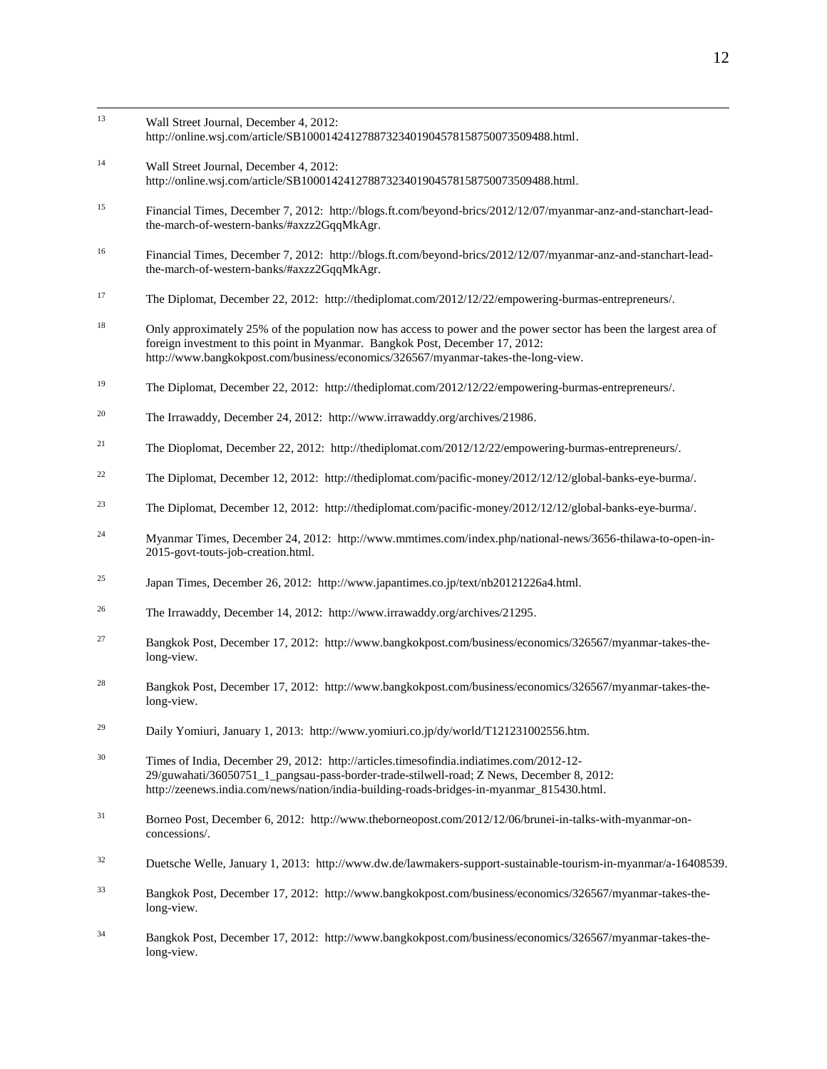[13] Wall Street Journal, December 4, 2012: http://online.wsj.com/article/SB10001424127887323401904578158750073509488.html.

[14] Wall Street Journal, December 4, 2012: http://online.wsj.com/article/SB10001424127887323401904578158750073509488.html.

[15] Financial Times, December 7, 2012: http://blogs.ft.com/beyond-brics/2012/12/07/myanmar-anz-and-stanchart-lead-the-march-of-western-banks/#axzz2GqqMkAgr.

[16] Financial Times, December 7, 2012: http://blogs.ft.com/beyond-brics/2012/12/07/myanmar-anz-and-stanchart-lead-the-march-of-western-banks/#axzz2GqqMkAgr.

[17] The Diplomat, December 22, 2012: http://thediplomat.com/2012/12/22/empowering-burmas-entrepreneurs/.

[18] Only approximately 25% of the population now has access to power and the power sector has been the largest area of foreign investment to this point in Myanmar. Bangkok Post, December 17, 2012: http://www.bangkokpost.com/business/economics/326567/myanmar-takes-the-long-view.

[19] The Diplomat, December 22, 2012: http://thediplomat.com/2012/12/22/empowering-burmas-entrepreneurs/.

[20] The Irrawaddy, December 24, 2012: http://www.irrawaddy.org/archives/21986.

[21] The Dioplomat, December 22, 2012: http://thediplomat.com/2012/12/22/empowering-burmas-entrepreneurs/.

[22] The Diplomat, December 12, 2012: http://thediplomat.com/pacific-money/2012/12/12/global-banks-eye-burma/.

[23] The Diplomat, December 12, 2012: http://thediplomat.com/pacific-money/2012/12/12/global-banks-eye-burma/.

[24] Myanmar Times, December 24, 2012: http://www.mmtimes.com/index.php/national-news/3656-thilawa-to-open-in-2015-govt-touts-job-creation.html.

[25] Japan Times, December 26, 2012: http://www.japantimes.co.jp/text/nb20121226a4.html.

[26] The Irrawaddy, December 14, 2012: http://www.irrawaddy.org/archives/21295.

[27] Bangkok Post, December 17, 2012: http://www.bangkokpost.com/business/economics/326567/myanmar-takes-the-long-view.

[28] Bangkok Post, December 17, 2012: http://www.bangkokpost.com/business/economics/326567/myanmar-takes-the-long-view.

[29] Daily Yomiuri, January 1, 2013: http://www.yomiuri.co.jp/dy/world/T121231002556.htm.

[30] Times of India, December 29, 2012: http://articles.timesofindia.indiatimes.com/2012-12-29/guwahati/36050751_1_pangsau-pass-border-trade-stilwell-road; Z News, December 8, 2012: http://zeenews.india.com/news/nation/india-building-roads-bridges-in-myanmar_815430.html.

[31] Borneo Post, December 6, 2012: http://www.theborneopost.com/2012/12/06/brunei-in-talks-with-myanmar-on-concessions/.

[32] Duetsche Welle, January 1, 2013: http://www.dw.de/lawmakers-support-sustainable-tourism-in-myanmar/a-16408539.

[33] Bangkok Post, December 17, 2012: http://www.bangkokpost.com/business/economics/326567/myanmar-takes-the-long-view.

[34] Bangkok Post, December 17, 2012: http://www.bangkokpost.com/business/economics/326567/myanmar-takes-the-long-view.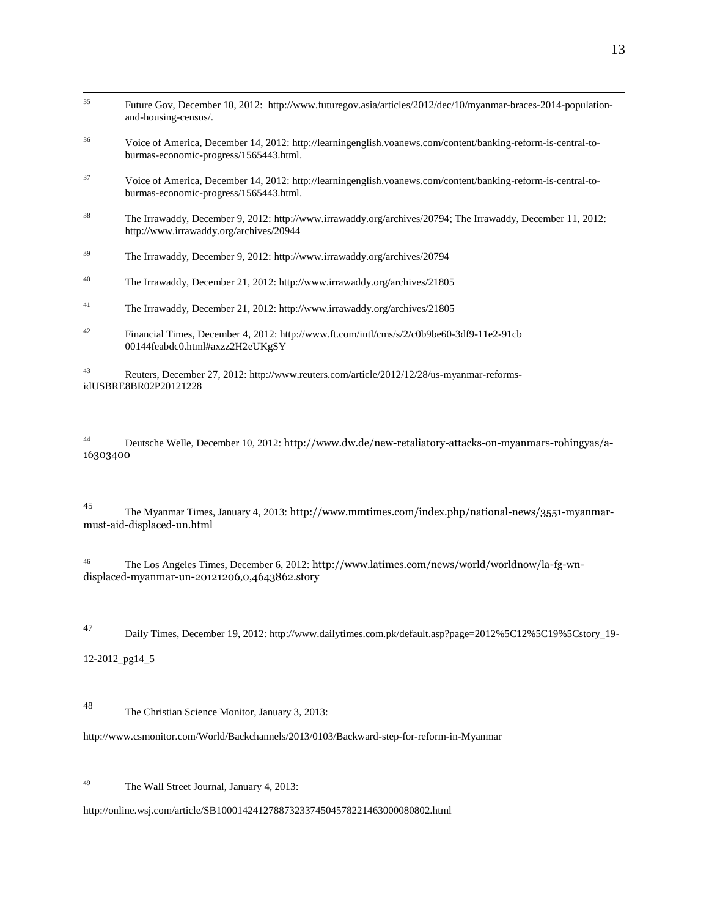[35] Future Gov, December 10, 2012: http://www.futuregov.asia/articles/2012/dec/10/myanmar-braces-2014-population-and-housing-census/.

[36] Voice of America, December 14, 2012: http://learningenglish.voanews.com/content/banking-reform-is-central-to-burmas-economic-progress/1565443.html.

[37] Voice of America, December 14, 2012: http://learningenglish.voanews.com/content/banking-reform-is-central-to-burmas-economic-progress/1565443.html.

[38] The Irrawaddy, December 9, 2012: http://www.irrawaddy.org/archives/20794; The Irrawaddy, December 11, 2012: http://www.irrawaddy.org/archives/20944

[39] The Irrawaddy, December 9, 2012: http://www.irrawaddy.org/archives/20794

[40] The Irrawaddy, December 21, 2012: http://www.irrawaddy.org/archives/21805

[41] The Irrawaddy, December 21, 2012: http://www.irrawaddy.org/archives/21805

[42] Financial Times, December 4, 2012: http://www.ft.com/intl/cms/s/2/c0b9be60-3df9-11e2-91cb 00144feabdc0.html#axzz2H2eUKgSY

[43] Reuters, December 27, 2012: http://www.reuters.com/article/2012/12/28/us-myanmar-reforms-idUSBRE8BR02P20121228

[44] Deutsche Welle, December 10, 2012: http://www.dw.de/new-retaliatory-attacks-on-myanmars-rohingyas/a-16303400

[45] The Myanmar Times, January 4, 2013: http://www.mmtimes.com/index.php/national-news/3551-myanmar-must-aid-displaced-un.html

[46] The Los Angeles Times, December 6, 2012: http://www.latimes.com/news/world/worldnow/la-fg-wn-displaced-myanmar-un-20121206,0,4643862.story

[47] Daily Times, December 19, 2012: http://www.dailytimes.com.pk/default.asp?page=2012%5C12%5C19%5Cstory_19-12-2012_pg14_5

[48] The Christian Science Monitor, January 3, 2013: http://www.csmonitor.com/World/Backchannels/2013/0103/Backward-step-for-reform-in-Myanmar

[49] The Wall Street Journal, January 4, 2013: http://online.wsj.com/article/SB10001424127887323374504578221463000080802.html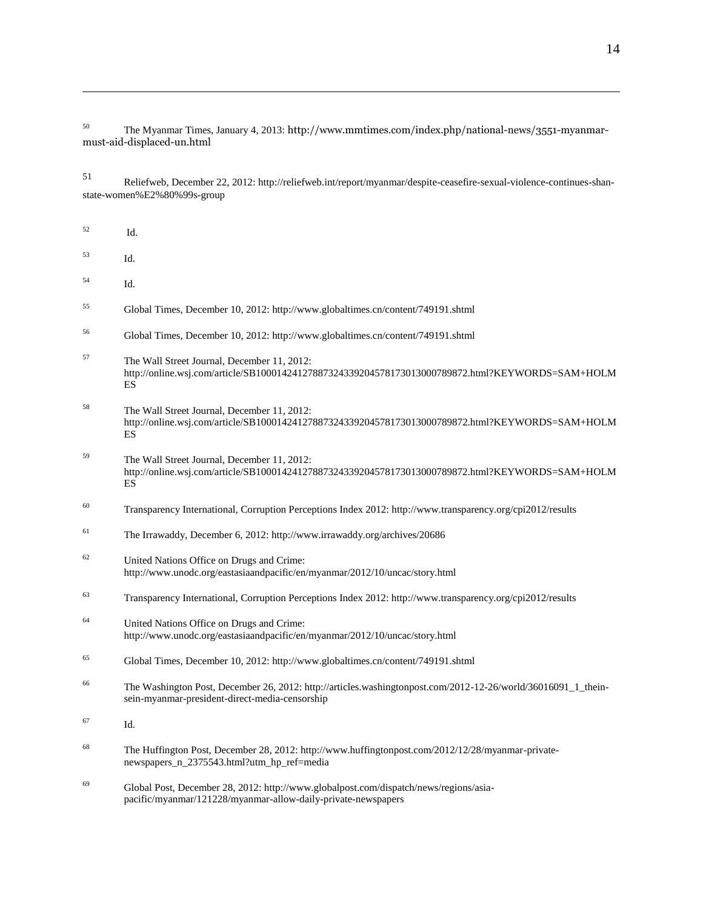[50] The Myanmar Times, January 4, 2013: http://www.mmtimes.com/index.php/national-news/3551-myanmar-must-aid-displaced-un.html

[51] Reliefweb, December 22, 2012: http://reliefweb.int/report/myanmar/despite-ceasefire-sexual-violence-continues-shan-state-women%E2%80%99s-group

[52] Id.

[53] Id.

[54] Id.

[55] Global Times, December 10, 2012: http://www.globaltimes.cn/content/749191.shtml

[56] Global Times, December 10, 2012: http://www.globaltimes.cn/content/749191.shtml

[57] The Wall Street Journal, December 11, 2012: http://online.wsj.com/article/SB10001424127887324339204578173013000789872.html?KEYWORDS=SAM+HOLMES

[58] The Wall Street Journal, December 11, 2012: http://online.wsj.com/article/SB10001424127887324339204578173013000789872.html?KEYWORDS=SAM+HOLMES

[59] The Wall Street Journal, December 11, 2012: http://online.wsj.com/article/SB10001424127887324339204578173013000789872.html?KEYWORDS=SAM+HOLMES

[60] Transparency International, Corruption Perceptions Index 2012: http://www.transparency.org/cpi2012/results

[61] The Irrawaddy, December 6, 2012: http://www.irrawaddy.org/archives/20686

[62] United Nations Office on Drugs and Crime: http://www.unodc.org/eastasiaandpacific/en/myanmar/2012/10/uncac/story.html

[63] Transparency International, Corruption Perceptions Index 2012: http://www.transparency.org/cpi2012/results

[64] United Nations Office on Drugs and Crime: http://www.unodc.org/eastasiaandpacific/en/myanmar/2012/10/uncac/story.html

[65] Global Times, December 10, 2012: http://www.globaltimes.cn/content/749191.shtml

[66] The Washington Post, December 26, 2012: http://articles.washingtonpost.com/2012-12-26/world/36016091_1_thein-sein-myanmar-president-direct-media-censorship

[67] Id.

[68] The Huffington Post, December 28, 2012: http://www.huffingtonpost.com/2012/12/28/myanmar-private-newspapers_n_2375543.html?utm_hp_ref=media

[69] Global Post, December 28, 2012: http://www.globalpost.com/dispatch/news/regions/asia-pacific/myanmar/121228/myanmar-allow-daily-private-newspapers